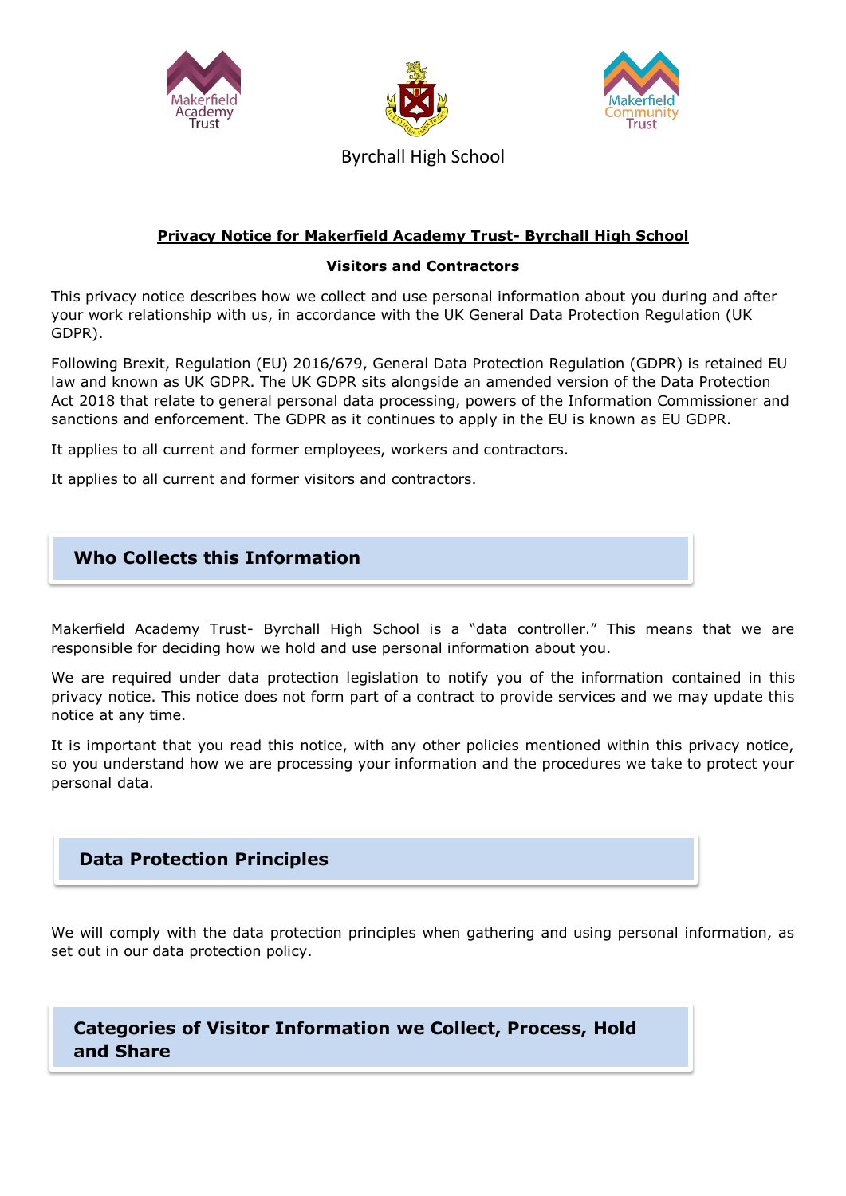Makerfield Academy Trust

Byrchall High School

Makerfield Community Trust

**Privacy Notice for Makerfield Academy Trust- Byrchall High School**

**Visitors and Contractors**

This privacy notice describes how we collect and use personal information about you during and after your work relationship with us, in accordance with the UK General Data Protection Regulation (UK GDPR).

Following Brexit, Regulation (EU) 2016/679, General Data Protection Regulation (GDPR) is retained EU law and known as UK GDPR. The UK GDPR sits alongside an amended version of the Data Protection Act 2018 that relate to general personal data processing, powers of the Information Commissioner and sanctions and enforcement. The GDPR as it continues to apply in the EU is known as EU GDPR.

It applies to all current and former employees, workers and contractors.

It applies to all current and former visitors and contractors.

## Who Collects this Information

Makerfield Academy Trust- Byrchall High School is a "data controller." This means that we are responsible for deciding how we hold and use personal information about you.

We are required under data protection legislation to notify you of the information contained in this privacy notice. This notice does not form part of a contract to provide services and we may update this notice at any time.

It is important that you read this notice, with any other policies mentioned within this privacy notice, so you understand how we are processing your information and the procedures we take to protect your personal data.

## Data Protection Principles

We will comply with the data protection principles when gathering and using personal information, as set out in our data protection policy.

## Categories of Visitor Information we Collect, Process, Hold and Share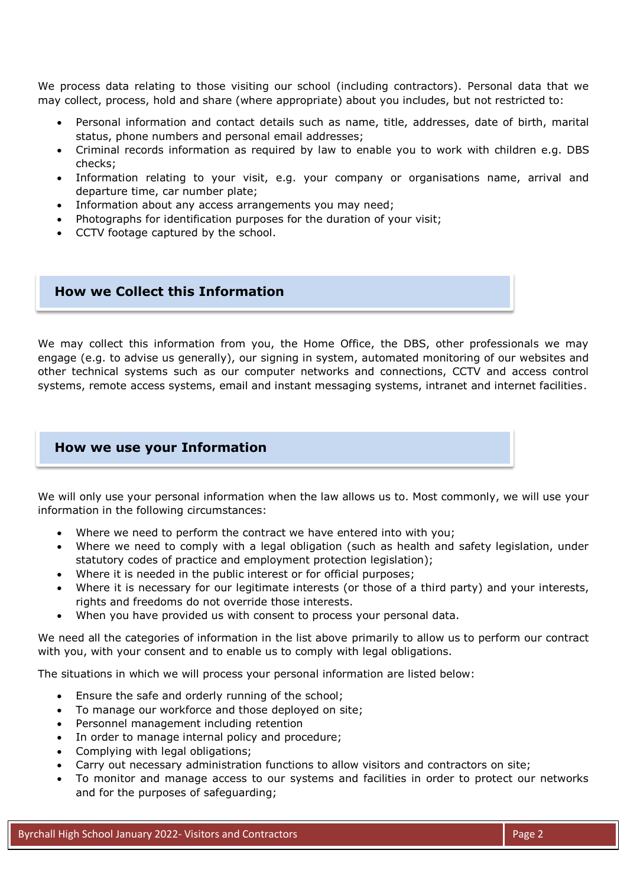We process data relating to those visiting our school (including contractors). Personal data that we may collect, process, hold and share (where appropriate) about you includes, but not restricted to:

- Personal information and contact details such as name, title, addresses, date of birth, marital status, phone numbers and personal email addresses;
- Criminal records information as required by law to enable you to work with children e.g. DBS checks;
- Information relating to your visit, e.g. your company or organisations name, arrival and departure time, car number plate;
- Information about any access arrangements you may need;
- Photographs for identification purposes for the duration of your visit;
- CCTV footage captured by the school.

## How we Collect this Information

We may collect this information from you, the Home Office, the DBS, other professionals we may engage (e.g. to advise us generally), our signing in system, automated monitoring of our websites and other technical systems such as our computer networks and connections, CCTV and access control systems, remote access systems, email and instant messaging systems, intranet and internet facilities.

## How we use your Information

We will only use your personal information when the law allows us to. Most commonly, we will use your information in the following circumstances:

- Where we need to perform the contract we have entered into with you;
- Where we need to comply with a legal obligation (such as health and safety legislation, under statutory codes of practice and employment protection legislation);
- Where it is needed in the public interest or for official purposes;
- Where it is necessary for our legitimate interests (or those of a third party) and your interests, rights and freedoms do not override those interests.
- When you have provided us with consent to process your personal data.

We need all the categories of information in the list above primarily to allow us to perform our contract with you, with your consent and to enable us to comply with legal obligations.

The situations in which we will process your personal information are listed below:

- Ensure the safe and orderly running of the school;
- To manage our workforce and those deployed on site;
- Personnel management including retention
- In order to manage internal policy and procedure;
- Complying with legal obligations;
- Carry out necessary administration functions to allow visitors and contractors on site;
- To monitor and manage access to our systems and facilities in order to protect our networks and for the purposes of safeguarding;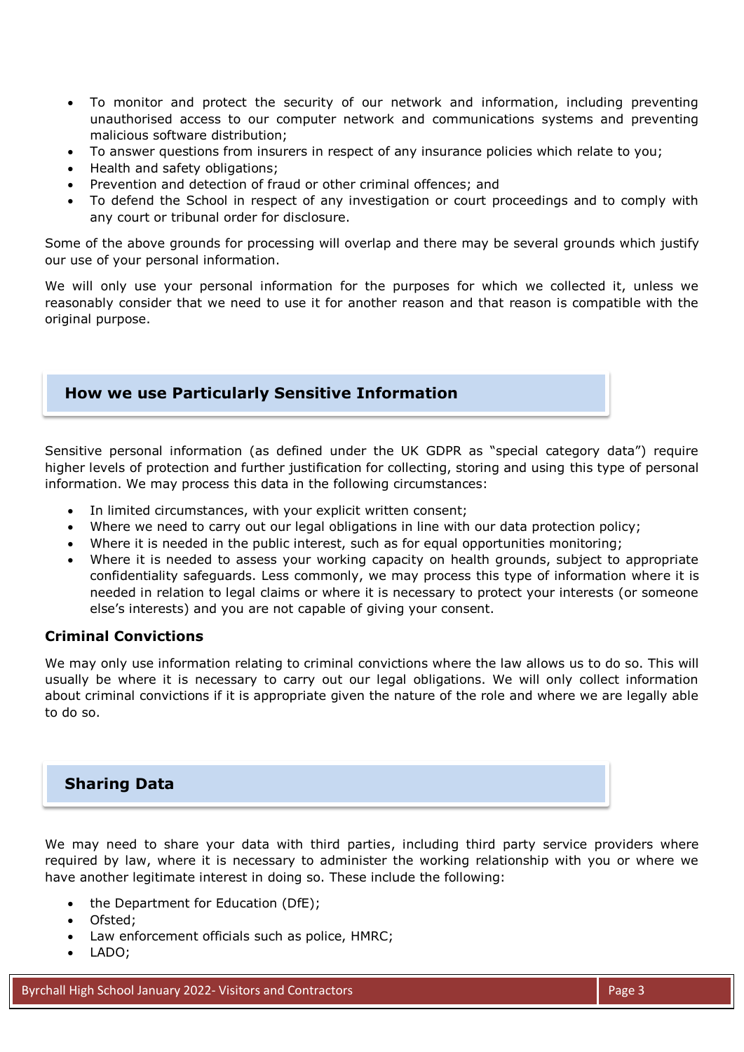- To monitor and protect the security of our network and information, including preventing unauthorised access to our computer network and communications systems and preventing malicious software distribution;
- To answer questions from insurers in respect of any insurance policies which relate to you;
- Health and safety obligations;
- Prevention and detection of fraud or other criminal offences; and
- To defend the School in respect of any investigation or court proceedings and to comply with any court or tribunal order for disclosure.

Some of the above grounds for processing will overlap and there may be several grounds which justify our use of your personal information.

We will only use your personal information for the purposes for which we collected it, unless we reasonably consider that we need to use it for another reason and that reason is compatible with the original purpose.

## How we use Particularly Sensitive Information

Sensitive personal information (as defined under the UK GDPR as "special category data") require higher levels of protection and further justification for collecting, storing and using this type of personal information. We may process this data in the following circumstances:

- In limited circumstances, with your explicit written consent;
- Where we need to carry out our legal obligations in line with our data protection policy;
- Where it is needed in the public interest, such as for equal opportunities monitoring;
- Where it is needed to assess your working capacity on health grounds, subject to appropriate confidentiality safeguards. Less commonly, we may process this type of information where it is needed in relation to legal claims or where it is necessary to protect your interests (or someone else's interests) and you are not capable of giving your consent.

### Criminal Convictions

We may only use information relating to criminal convictions where the law allows us to do so. This will usually be where it is necessary to carry out our legal obligations. We will only collect information about criminal convictions if it is appropriate given the nature of the role and where we are legally able to do so.

## Sharing Data

We may need to share your data with third parties, including third party service providers where required by law, where it is necessary to administer the working relationship with you or where we have another legitimate interest in doing so. These include the following:

- the Department for Education (DfE);
- Ofsted;
- Law enforcement officials such as police, HMRC;
- LADO;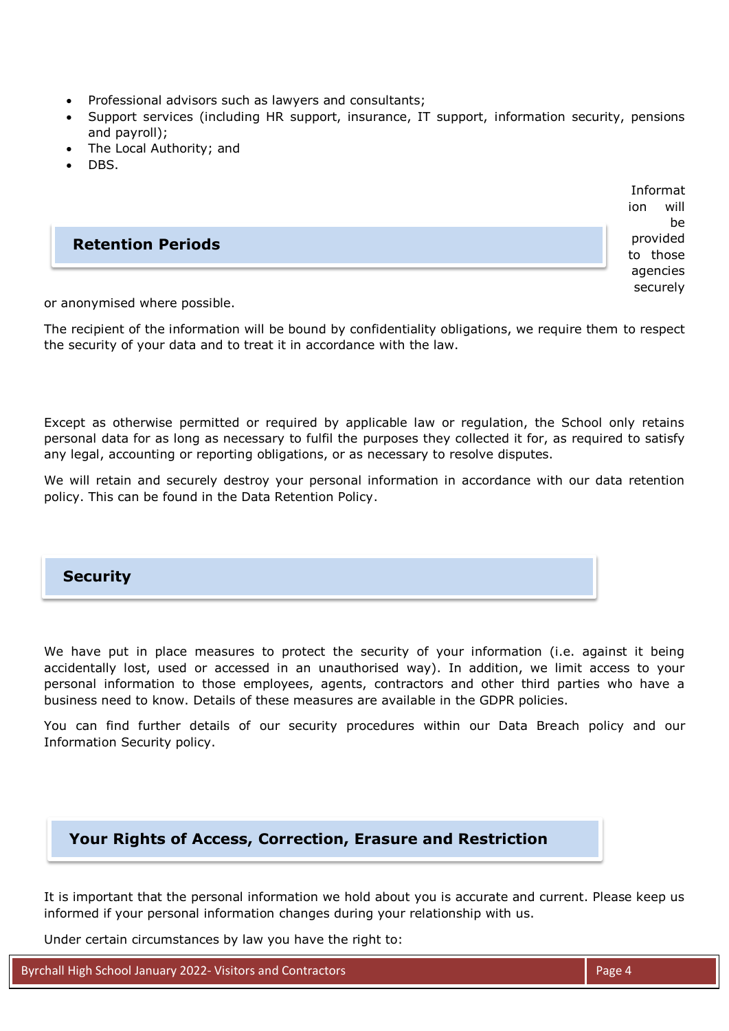- Professional advisors such as lawyers and consultants;
- Support services (including HR support, insurance, IT support, information security, pensions and payroll);
- The Local Authority; and
- DBS.

Information will be provided to those agencies securely or anonymised where possible.

The recipient of the information will be bound by confidentiality obligations, we require them to respect the security of your data and to treat it in accordance with the law.

## Retention Periods

Except as otherwise permitted or required by applicable law or regulation, the School only retains personal data for as long as necessary to fulfil the purposes they collected it for, as required to satisfy any legal, accounting or reporting obligations, or as necessary to resolve disputes.

We will retain and securely destroy your personal information in accordance with our data retention policy. This can be found in the Data Retention Policy.

## Security

We have put in place measures to protect the security of your information (i.e. against it being accidentally lost, used or accessed in an unauthorised way). In addition, we limit access to your personal information to those employees, agents, contractors and other third parties who have a business need to know. Details of these measures are available in the GDPR policies.

You can find further details of our security procedures within our Data Breach policy and our Information Security policy.

## Your Rights of Access, Correction, Erasure and Restriction

It is important that the personal information we hold about you is accurate and current. Please keep us informed if your personal information changes during your relationship with us.

Under certain circumstances by law you have the right to: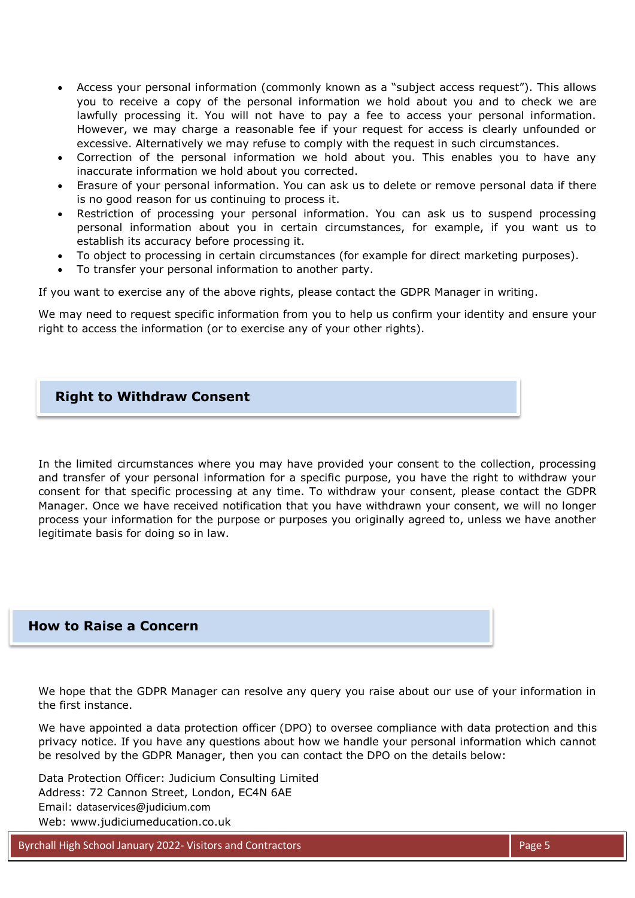- Access your personal information (commonly known as a "subject access request"). This allows you to receive a copy of the personal information we hold about you and to check we are lawfully processing it. You will not have to pay a fee to access your personal information. However, we may charge a reasonable fee if your request for access is clearly unfounded or excessive. Alternatively we may refuse to comply with the request in such circumstances.
- Correction of the personal information we hold about you. This enables you to have any inaccurate information we hold about you corrected.
- Erasure of your personal information. You can ask us to delete or remove personal data if there is no good reason for us continuing to process it.
- Restriction of processing your personal information. You can ask us to suspend processing personal information about you in certain circumstances, for example, if you want us to establish its accuracy before processing it.
- To object to processing in certain circumstances (for example for direct marketing purposes).
- To transfer your personal information to another party.

If you want to exercise any of the above rights, please contact the GDPR Manager in writing.

We may need to request specific information from you to help us confirm your identity and ensure your right to access the information (or to exercise any of your other rights).

## Right to Withdraw Consent

In the limited circumstances where you may have provided your consent to the collection, processing and transfer of your personal information for a specific purpose, you have the right to withdraw your consent for that specific processing at any time. To withdraw your consent, please contact the GDPR Manager. Once we have received notification that you have withdrawn your consent, we will no longer process your information for the purpose or purposes you originally agreed to, unless we have another legitimate basis for doing so in law.

## How to Raise a Concern

We hope that the GDPR Manager can resolve any query you raise about our use of your information in the first instance.

We have appointed a data protection officer (DPO) to oversee compliance with data protection and this privacy notice. If you have any questions about how we handle your personal information which cannot be resolved by the GDPR Manager, then you can contact the DPO on the details below:

Data Protection Officer: Judicium Consulting Limited
Address: 72 Cannon Street, London, EC4N 6AE
Email: dataservices@judicium.com
Web: www.judiciumeducation.co.uk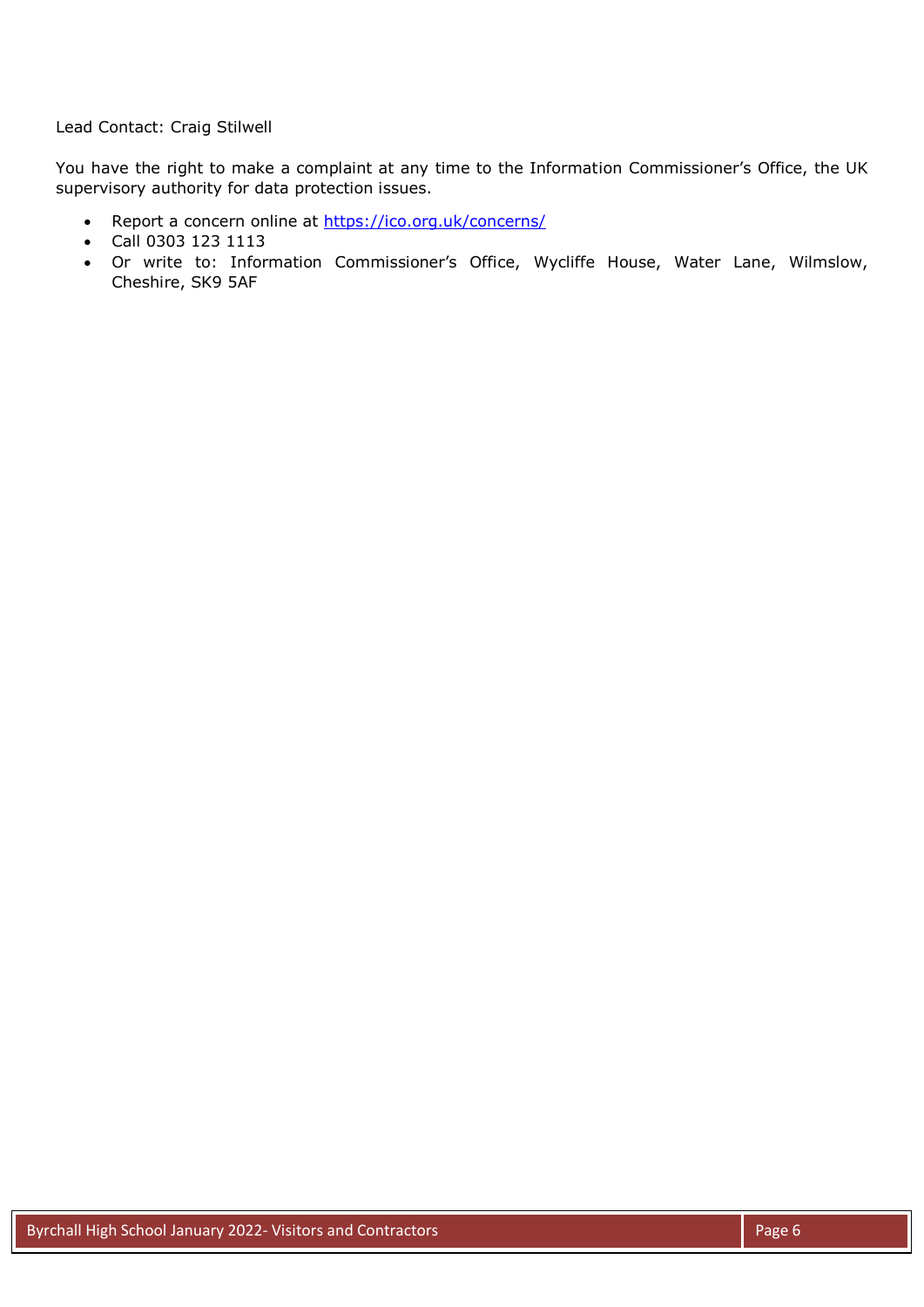Lead Contact: Craig Stilwell

You have the right to make a complaint at any time to the Information Commissioner's Office, the UK supervisory authority for data protection issues.

- Report a concern online at [https://ico.org.uk/concerns/](https://ico.org.uk/concerns/)
- Call 0303 123 1113
- Or write to: Information Commissioner's Office, Wycliffe House, Water Lane, Wilmslow, Cheshire, SK9 5AF